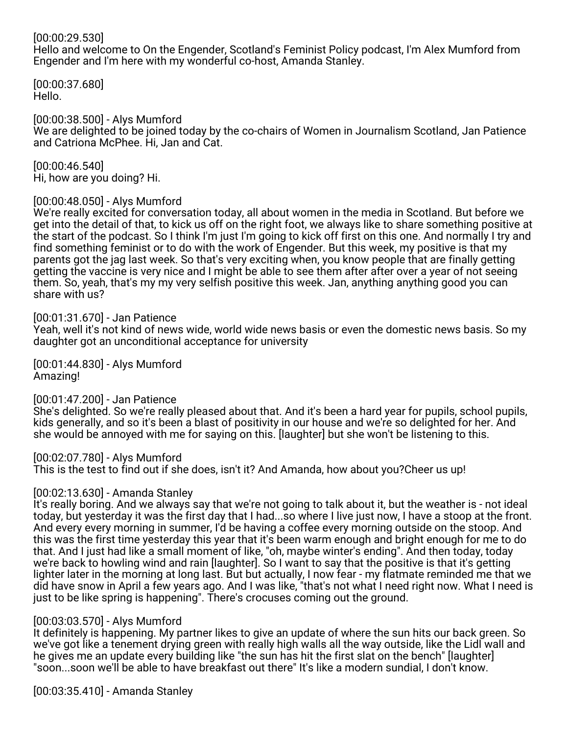[00:00:29.530]
Hello and welcome to On the Engender, Scotland's Feminist Policy podcast, I'm Alex Mumford from Engender and I'm here with my wonderful co-host, Amanda Stanley.

[00:00:37.680]
Hello.

[00:00:38.500] - Alys Mumford
We are delighted to be joined today by the co-chairs of Women in Journalism Scotland, Jan Patience and Catriona McPhee. Hi, Jan and Cat.

[00:00:46.540]
Hi, how are you doing? Hi.

[00:00:48.050] - Alys Mumford
We're really excited for conversation today, all about women in the media in Scotland. But before we get into the detail of that, to kick us off on the right foot, we always like to share something positive at the start of the podcast. So I think I'm just I'm going to kick off first on this one. And normally I try and find something feminist or to do with the work of Engender. But this week, my positive is that my parents got the jag last week. So that's very exciting when, you know people that are finally getting getting the vaccine is very nice and I might be able to see them after after over a year of not seeing them. So, yeah, that's my my very selfish positive this week. Jan, anything anything good you can share with us?

[00:01:31.670] - Jan Patience
Yeah, well it's not kind of news wide, world wide news basis or even the domestic news basis. So my daughter got an unconditional acceptance for university

[00:01:44.830] - Alys Mumford
Amazing!

[00:01:47.200] - Jan Patience
She's delighted. So we're really pleased about that. And it's been a hard year for pupils, school pupils, kids generally, and so it's been a blast of positivity in our house and we're so delighted for her. And she would be annoyed with me for saying on this. [laughter] but she won't be listening to this.

[00:02:07.780] - Alys Mumford
This is the test to find out if she does, isn't it? And Amanda, how about you?Cheer us up!

[00:02:13.630] - Amanda Stanley
It's really boring. And we always say that we're not going to talk about it, but the weather is - not ideal today, but yesterday it was the first day that I had...so where I live just now, I have a stoop at the front. And every every morning in summer, I'd be having a coffee every morning outside on the stoop. And this was the first time yesterday this year that it's been warm enough and bright enough for me to do that. And I just had like a small moment of like, "oh, maybe winter's ending". And then today, today we're back to howling wind and rain [laughter]. So I want to say that the positive is that it's getting lighter later in the morning at long last. But but actually, I now fear - my flatmate reminded me that we did have snow in April a few years ago. And I was like, "that's not what I need right now. What I need is just to be like spring is happening". There's crocuses coming out the ground.

[00:03:03.570] - Alys Mumford
It definitely is happening. My partner likes to give an update of where the sun hits our back green. So we've got like a tenement drying green with really high walls all the way outside, like the Lidl wall and he gives me an update every building like "the sun has hit the first slat on the bench" [laughter] "soon...soon we'll be able to have breakfast out there" It's like a modern sundial, I don't know.

[00:03:35.410] - Amanda Stanley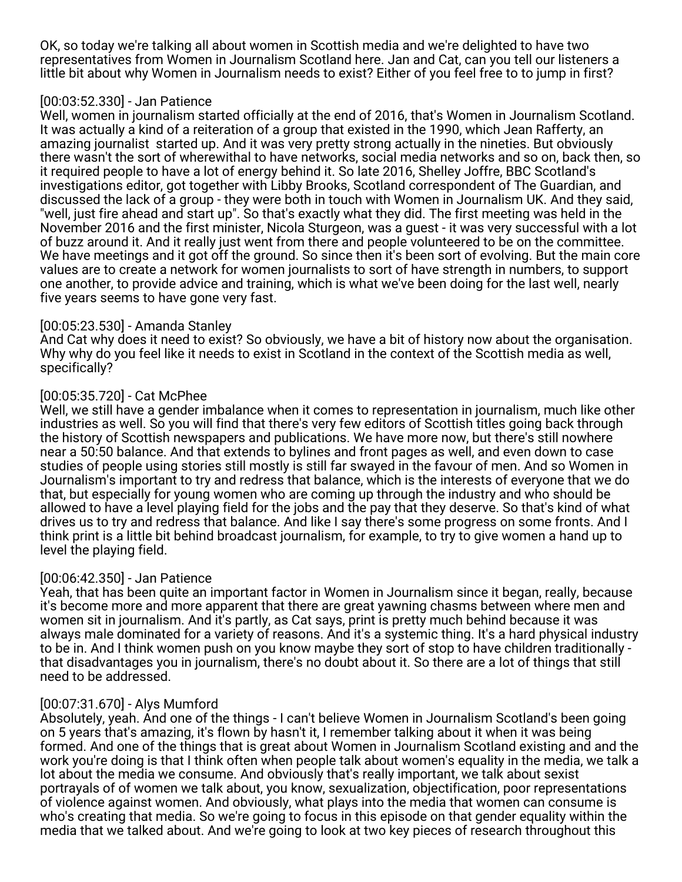OK, so today we're talking all about women in Scottish media and we're delighted to have two representatives from Women in Journalism Scotland here. Jan and Cat, can you tell our listeners a little bit about why Women in Journalism needs to exist? Either of you feel free to to jump in first?

[00:03:52.330] - Jan Patience
Well, women in journalism started officially at the end of 2016, that's Women in Journalism Scotland. It was actually a kind of a reiteration of a group that existed in the 1990, which Jean Rafferty, an amazing journalist started up. And it was very pretty strong actually in the nineties. But obviously there wasn't the sort of wherewithal to have networks, social media networks and so on, back then, so it required people to have a lot of energy behind it. So late 2016, Shelley Joffre, BBC Scotland's investigations editor, got together with Libby Brooks, Scotland correspondent of The Guardian, and discussed the lack of a group - they were both in touch with Women in Journalism UK. And they said, "well, just fire ahead and start up". So that's exactly what they did. The first meeting was held in the November 2016 and the first minister, Nicola Sturgeon, was a guest - it was very successful with a lot of buzz around it. And it really just went from there and people volunteered to be on the committee. We have meetings and it got off the ground. So since then it's been sort of evolving. But the main core values are to create a network for women journalists to sort of have strength in numbers, to support one another, to provide advice and training, which is what we've been doing for the last well, nearly five years seems to have gone very fast.

[00:05:23.530] - Amanda Stanley
And Cat why does it need to exist? So obviously, we have a bit of history now about the organisation. Why why do you feel like it needs to exist in Scotland in the context of the Scottish media as well, specifically?

[00:05:35.720] - Cat McPhee
Well, we still have a gender imbalance when it comes to representation in journalism, much like other industries as well. So you will find that there's very few editors of Scottish titles going back through the history of Scottish newspapers and publications. We have more now, but there's still nowhere near a 50:50 balance. And that extends to bylines and front pages as well, and even down to case studies of people using stories still mostly is still far swayed in the favour of men. And so Women in Journalism's important to try and redress that balance, which is the interests of everyone that we do that, but especially for young women who are coming up through the industry and who should be allowed to have a level playing field for the jobs and the pay that they deserve. So that's kind of what drives us to try and redress that balance. And like I say there's some progress on some fronts. And I think print is a little bit behind broadcast journalism, for example, to try to give women a hand up to level the playing field.

[00:06:42.350] - Jan Patience
Yeah, that has been quite an important factor in Women in Journalism since it began, really, because it's become more and more apparent that there are great yawning chasms between where men and women sit in journalism. And it's partly, as Cat says, print is pretty much behind because it was always male dominated for a variety of reasons. And it's a systemic thing. It's a hard physical industry to be in. And I think women push on you know maybe they sort of stop to have children traditionally - that disadvantages you in journalism, there's no doubt about it. So there are a lot of things that still need to be addressed.

[00:07:31.670] - Alys Mumford
Absolutely, yeah. And one of the things - I can't believe Women in Journalism Scotland's been going on 5 years that's amazing, it's flown by hasn't it, I remember talking about it when it was being formed. And one of the things that is great about Women in Journalism Scotland existing and and the work you're doing is that I think often when people talk about women's equality in the media, we talk a lot about the media we consume. And obviously that's really important, we talk about sexist portrayals of of women we talk about, you know, sexualization, objectification, poor representations of violence against women. And obviously, what plays into the media that women can consume is who's creating that media. So we're going to focus in this episode on that gender equality within the media that we talked about. And we're going to look at two key pieces of research throughout this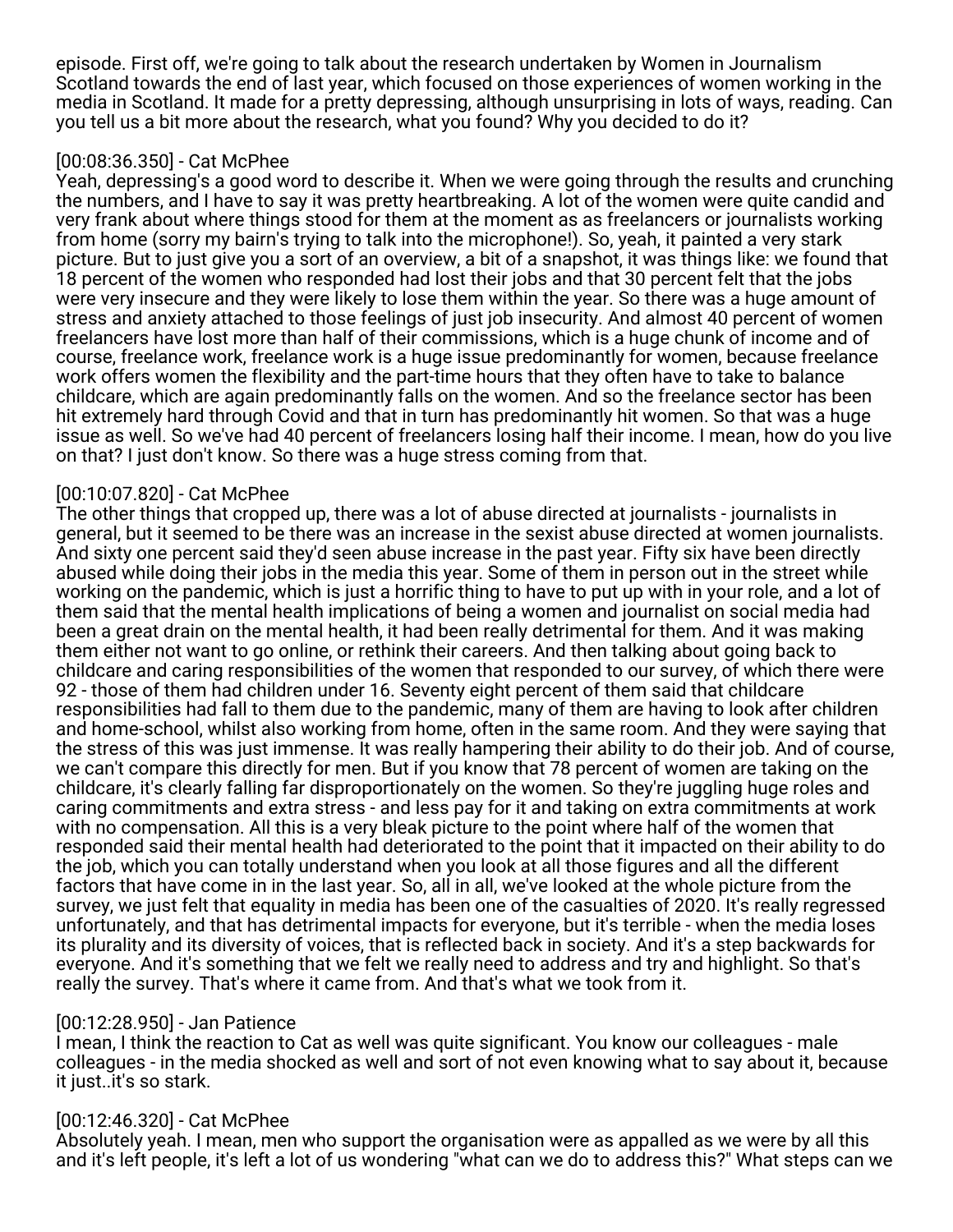episode. First off, we're going to talk about the research undertaken by Women in Journalism Scotland towards the end of last year, which focused on those experiences of women working in the media in Scotland. It made for a pretty depressing, although unsurprising in lots of ways, reading. Can you tell us a bit more about the research, what you found? Why you decided to do it?

[00:08:36.350] - Cat McPhee
Yeah, depressing's a good word to describe it. When we were going through the results and crunching the numbers, and I have to say it was pretty heartbreaking. A lot of the women were quite candid and very frank about where things stood for them at the moment as as freelancers or journalists working from home (sorry my bairn's trying to talk into the microphone!). So, yeah, it painted a very stark picture. But to just give you a sort of an overview, a bit of a snapshot, it was things like: we found that 18 percent of the women who responded had lost their jobs and that 30 percent felt that the jobs were very insecure and they were likely to lose them within the year. So there was a huge amount of stress and anxiety attached to those feelings of just job insecurity. And almost 40 percent of women freelancers have lost more than half of their commissions, which is a huge chunk of income and of course, freelance work, freelance work is a huge issue predominantly for women, because freelance work offers women the flexibility and the part-time hours that they often have to take to balance childcare, which are again predominantly falls on the women. And so the freelance sector has been hit extremely hard through Covid and that in turn has predominantly hit women. So that was a huge issue as well. So we've had 40 percent of freelancers losing half their income. I mean, how do you live on that? I just don't know. So there was a huge stress coming from that.

[00:10:07.820] - Cat McPhee
The other things that cropped up, there was a lot of abuse directed at journalists - journalists in general, but it seemed to be there was an increase in the sexist abuse directed at women journalists. And sixty one percent said they'd seen abuse increase in the past year. Fifty six have been directly abused while doing their jobs in the media this year. Some of them in person out in the street while working on the pandemic, which is just a horrific thing to have to put up with in your role, and a lot of them said that the mental health implications of being a women and journalist on social media had been a great drain on the mental health, it had been really detrimental for them. And it was making them either not want to go online, or rethink their careers. And then talking about going back to childcare and caring responsibilities of the women that responded to our survey, of which there were 92 - those of them had children under 16. Seventy eight percent of them said that childcare responsibilities had fall to them due to the pandemic, many of them are having to look after children and home-school, whilst also working from home, often in the same room. And they were saying that the stress of this was just immense. It was really hampering their ability to do their job. And of course, we can't compare this directly for men. But if you know that 78 percent of women are taking on the childcare, it's clearly falling far disproportionately on the women. So they're juggling huge roles and caring commitments and extra stress - and less pay for it and taking on extra commitments at work with no compensation. All this is a very bleak picture to the point where half of the women that responded said their mental health had deteriorated to the point that it impacted on their ability to do the job, which you can totally understand when you look at all those figures and all the different factors that have come in in the last year. So, all in all, we've looked at the whole picture from the survey, we just felt that equality in media has been one of the casualties of 2020. It's really regressed unfortunately, and that has detrimental impacts for everyone, but it's terrible - when the media loses its plurality and its diversity of voices, that is reflected back in society. And it's a step backwards for everyone. And it's something that we felt we really need to address and try and highlight. So that's really the survey. That's where it came from. And that's what we took from it.

[00:12:28.950] - Jan Patience
I mean, I think the reaction to Cat as well was quite significant. You know our colleagues - male colleagues - in the media shocked as well and sort of not even knowing what to say about it, because it just..it's so stark.

[00:12:46.320] - Cat McPhee
Absolutely yeah. I mean, men who support the organisation were as appalled as we were by all this and it's left people, it's left a lot of us wondering "what can we do to address this?" What steps can we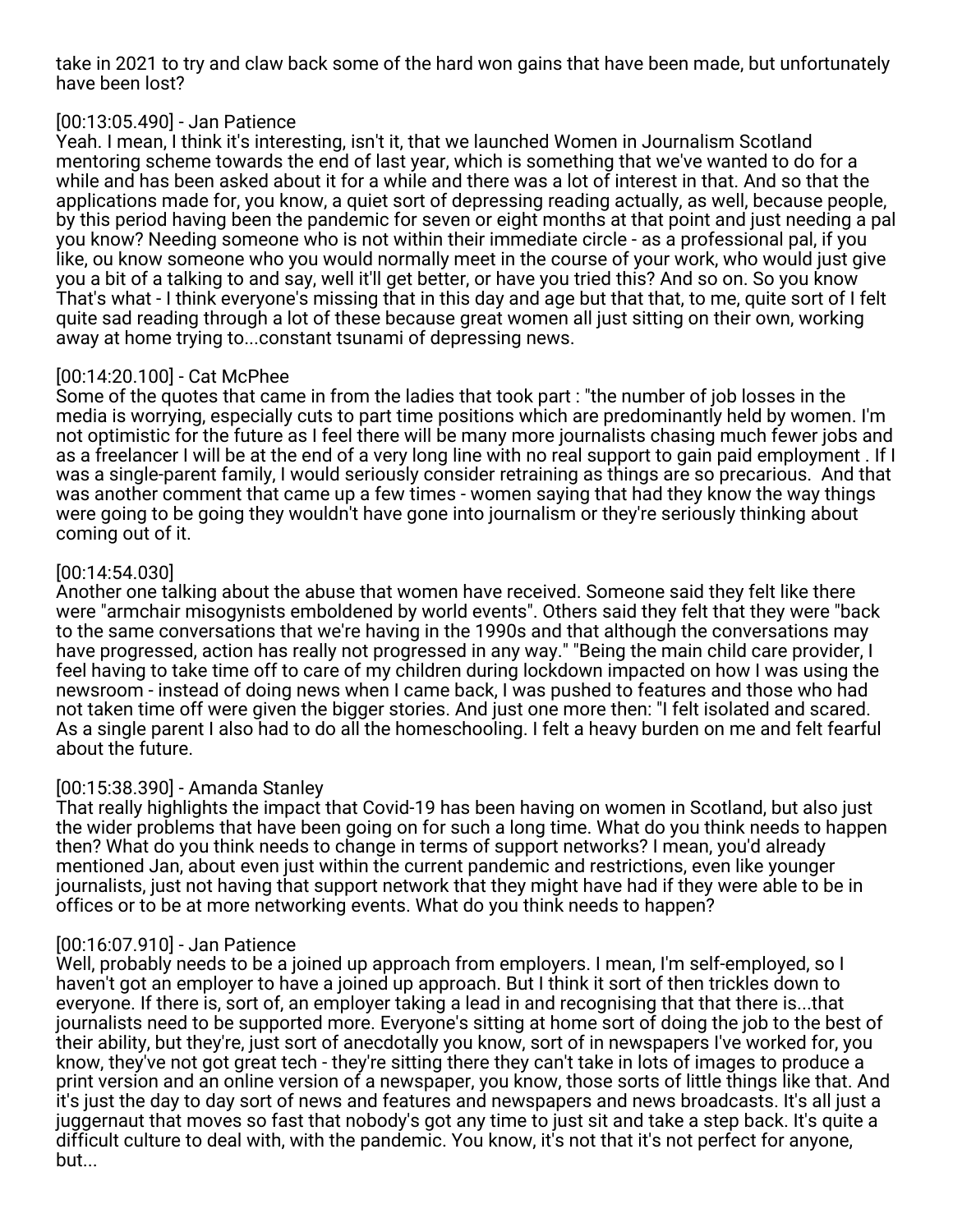take in 2021 to try and claw back some of the hard won gains that have been made, but unfortunately have been lost?

[00:13:05.490] - Jan Patience
Yeah. I mean, I think it's interesting, isn't it, that we launched Women in Journalism Scotland mentoring scheme towards the end of last year, which is something that we've wanted to do for a while and has been asked about it for a while and there was a lot of interest in that. And so that the applications made for, you know, a quiet sort of depressing reading actually, as well, because people, by this period having been the pandemic for seven or eight months at that point and just needing a pal you know? Needing someone who is not within their immediate circle - as a professional pal, if you like, ou know someone who you would normally meet in the course of your work, who would just give you a bit of a talking to and say, well it'll get better, or have you tried this? And so on. So you know That's what - I think everyone's missing that in this day and age but that that, to me, quite sort of I felt quite sad reading through a lot of these because great women all just sitting on their own, working away at home trying to...constant tsunami of depressing news.

[00:14:20.100] - Cat McPhee
Some of the quotes that came in from the ladies that took part : "the number of job losses in the media is worrying, especially cuts to part time positions which are predominantly held by women. I'm not optimistic for the future as I feel there will be many more journalists chasing much fewer jobs and as a freelancer I will be at the end of a very long line with no real support to gain paid employment . If I was a single-parent family, I would seriously consider retraining as things are so precarious. And that was another comment that came up a few times - women saying that had they know the way things were going to be going they wouldn't have gone into journalism or they're seriously thinking about coming out of it.

[00:14:54.030]
Another one talking about the abuse that women have received. Someone said they felt like there were "armchair misogynists emboldened by world events". Others said they felt that they were "back to the same conversations that we're having in the 1990s and that although the conversations may have progressed, action has really not progressed in any way." "Being the main child care provider, I feel having to take time off to care of my children during lockdown impacted on how I was using the newsroom - instead of doing news when I came back, I was pushed to features and those who had not taken time off were given the bigger stories. And just one more then: "I felt isolated and scared. As a single parent I also had to do all the homeschooling. I felt a heavy burden on me and felt fearful about the future.

[00:15:38.390] - Amanda Stanley
That really highlights the impact that Covid-19 has been having on women in Scotland, but also just the wider problems that have been going on for such a long time. What do you think needs to happen then? What do you think needs to change in terms of support networks? I mean, you'd already mentioned Jan, about even just within the current pandemic and restrictions, even like younger journalists, just not having that support network that they might have had if they were able to be in offices or to be at more networking events. What do you think needs to happen?

[00:16:07.910] - Jan Patience
Well, probably needs to be a joined up approach from employers. I mean, I'm self-employed, so I haven't got an employer to have a joined up approach. But I think it sort of then trickles down to everyone. If there is, sort of, an employer taking a lead in and recognising that that there is...that journalists need to be supported more. Everyone's sitting at home sort of doing the job to the best of their ability, but they're, just sort of anecdotally you know, sort of in newspapers I've worked for, you know, they've not got great tech - they're sitting there they can't take in lots of images to produce a print version and an online version of a newspaper, you know, those sorts of little things like that. And it's just the day to day sort of news and features and newspapers and news broadcasts. It's all just a juggernaut that moves so fast that nobody's got any time to just sit and take a step back. It's quite a difficult culture to deal with, with the pandemic. You know, it's not that it's not perfect for anyone, but...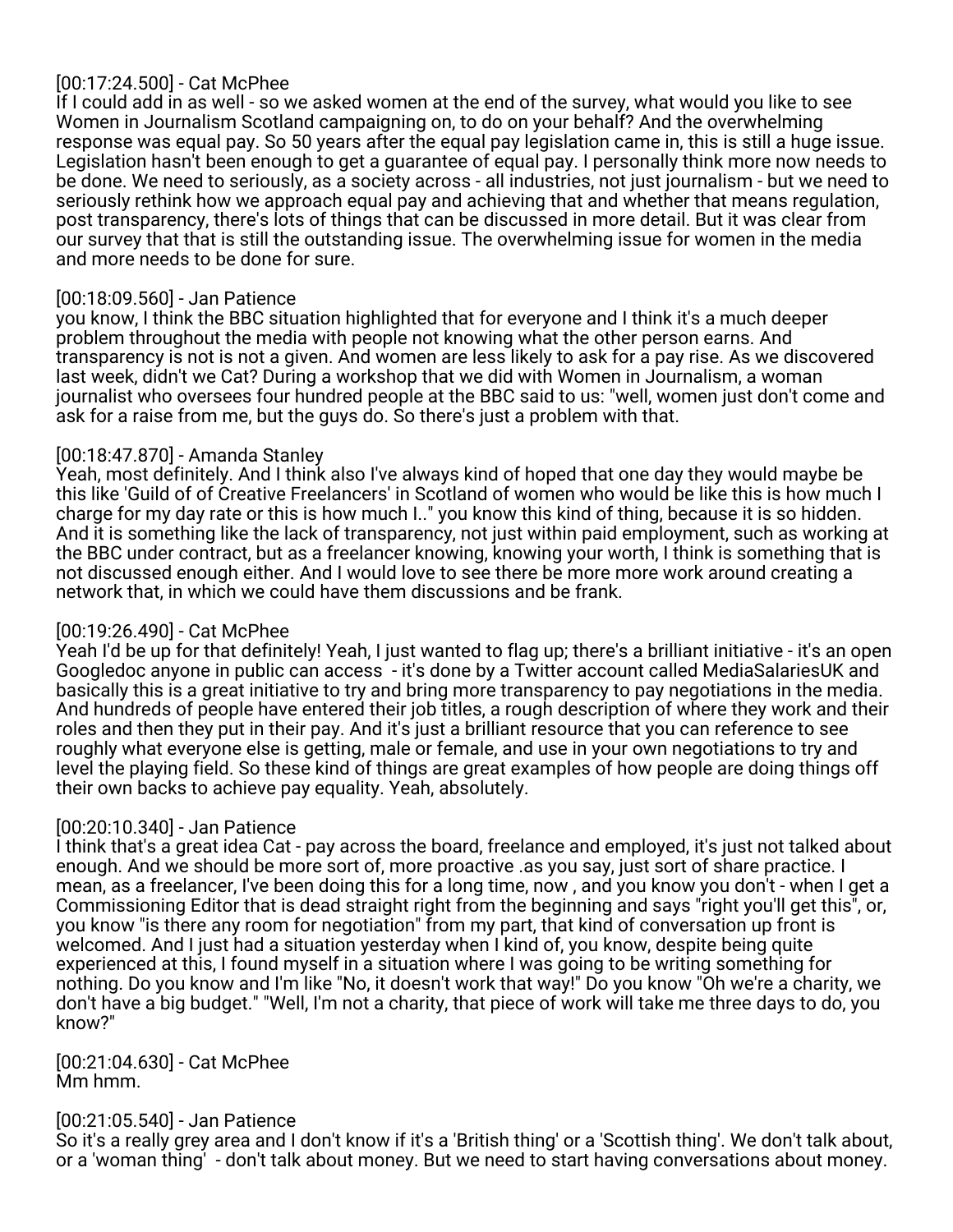[00:17:24.500] - Cat McPhee
If I could add in as well - so we asked women at the end of the survey, what would you like to see Women in Journalism Scotland campaigning on, to do on your behalf? And the overwhelming response was equal pay. So 50 years after the equal pay legislation came in, this is still a huge issue. Legislation hasn't been enough to get a guarantee of equal pay. I personally think more now needs to be done. We need to seriously, as a society across - all industries, not just journalism - but we need to seriously rethink how we approach equal pay and achieving that and whether that means regulation, post transparency, there's lots of things that can be discussed in more detail. But it was clear from our survey that that is still the outstanding issue. The overwhelming issue for women in the media and more needs to be done for sure.

[00:18:09.560] - Jan Patience
you know, I think the BBC situation highlighted that for everyone and I think it's a much deeper problem throughout the media with people not knowing what the other person earns. And transparency is not is not a given. And women are less likely to ask for a pay rise. As we discovered last week, didn't we Cat? During a workshop that we did with Women in Journalism, a woman journalist who oversees four hundred people at the BBC said to us: "well, women just don't come and ask for a raise from me, but the guys do. So there's just a problem with that.

[00:18:47.870] - Amanda Stanley
Yeah, most definitely. And I think also I've always kind of hoped that one day they would maybe be this like 'Guild of of Creative Freelancers' in Scotland of women who would be like this is how much I charge for my day rate or this is how much I.." you know this kind of thing, because it is so hidden. And it is something like the lack of transparency, not just within paid employment, such as working at the BBC under contract, but as a freelancer knowing, knowing your worth, I think is something that is not discussed enough either. And I would love to see there be more more work around creating a network that, in which we could have them discussions and be frank.

[00:19:26.490] - Cat McPhee
Yeah I'd be up for that definitely! Yeah, I just wanted to flag up; there's a brilliant initiative - it's an open Googledoc anyone in public can access - it's done by a Twitter account called MediaSalariesUK and basically this is a great initiative to try and bring more transparency to pay negotiations in the media. And hundreds of people have entered their job titles, a rough description of where they work and their roles and then they put in their pay. And it's just a brilliant resource that you can reference to see roughly what everyone else is getting, male or female, and use in your own negotiations to try and level the playing field. So these kind of things are great examples of how people are doing things off their own backs to achieve pay equality. Yeah, absolutely.

[00:20:10.340] - Jan Patience
I think that's a great idea Cat - pay across the board, freelance and employed, it's just not talked about enough. And we should be more sort of, more proactive .as you say, just sort of share practice. I mean, as a freelancer, I've been doing this for a long time, now , and you know you don't - when I get a Commissioning Editor that is dead straight right from the beginning and says "right you'll get this", or, you know "is there any room for negotiation" from my part, that kind of conversation up front is welcomed. And I just had a situation yesterday when I kind of, you know, despite being quite experienced at this, I found myself in a situation where I was going to be writing something for nothing. Do you know and I'm like "No, it doesn't work that way!" Do you know "Oh we're a charity, we don't have a big budget." "Well, I'm not a charity, that piece of work will take me three days to do, you know?"

[00:21:04.630] - Cat McPhee
Mm hmm.

[00:21:05.540] - Jan Patience
So it's a really grey area and I don't know if it's a 'British thing' or a 'Scottish thing'. We don't talk about, or a 'woman thing' - don't talk about money. But we need to start having conversations about money.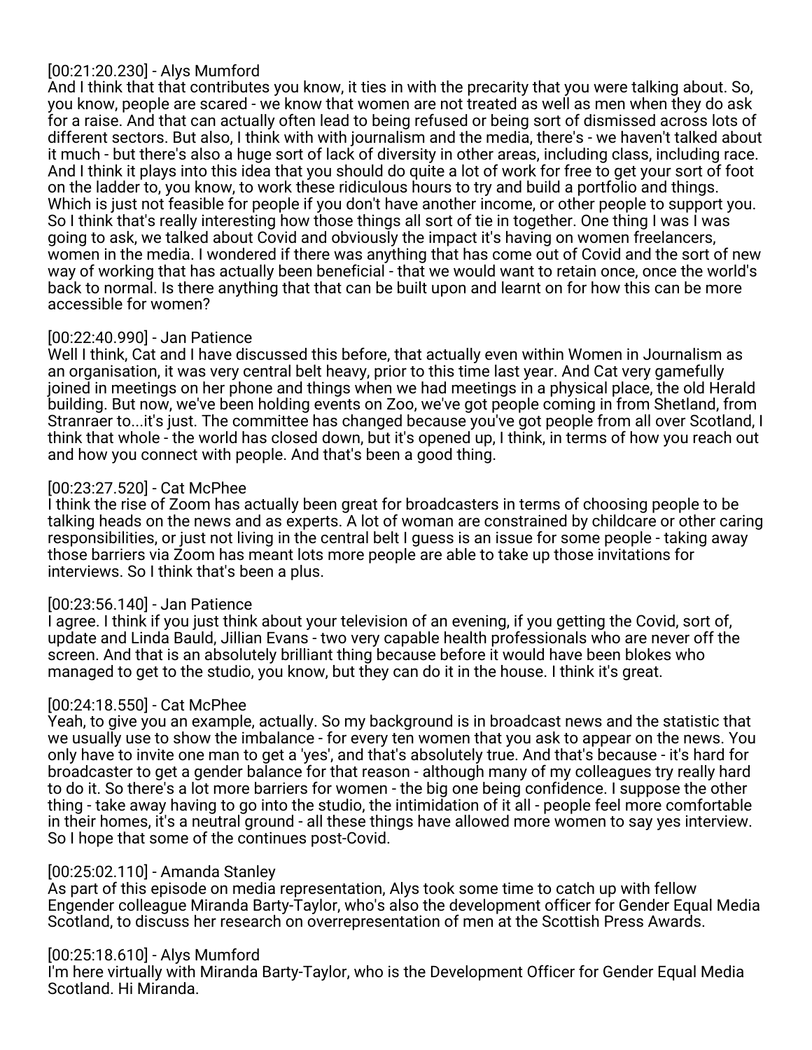[00:21:20.230] - Alys Mumford
And I think that that contributes you know, it ties in with the precarity that you were talking about. So, you know, people are scared - we know that women are not treated as well as men when they do ask for a raise. And that can actually often lead to being refused or being sort of dismissed across lots of different sectors. But also, I think with with journalism and the media, there's - we haven't talked about it much - but there's also a huge sort of lack of diversity in other areas, including class, including race. And I think it plays into this idea that you should do quite a lot of work for free to get your sort of foot on the ladder to, you know, to work these ridiculous hours to try and build a portfolio and things. Which is just not feasible for people if you don't have another income, or other people to support you. So I think that's really interesting how those things all sort of tie in together. One thing I was I was going to ask, we talked about Covid and obviously the impact it's having on women freelancers, women in the media. I wondered if there was anything that has come out of Covid and the sort of new way of working that has actually been beneficial - that we would want to retain once, once the world's back to normal. Is there anything that that can be built upon and learnt on for how this can be more accessible for women?

[00:22:40.990] - Jan Patience
Well I think, Cat and I have discussed this before, that actually even within Women in Journalism as an organisation, it was very central belt heavy, prior to this time last year. And Cat very gamefully joined in meetings on her phone and things when we had meetings in a physical place, the old Herald building. But now, we've been holding events on Zoo, we've got people coming in from Shetland, from Stranraer to...it's just. The committee has changed because you've got people from all over Scotland, I think that whole - the world has closed down, but it's opened up, I think, in terms of how you reach out and how you connect with people. And that's been a good thing.

[00:23:27.520] - Cat McPhee
I think the rise of Zoom has actually been great for broadcasters in terms of choosing people to be talking heads on the news and as experts. A lot of woman are constrained by childcare or other caring responsibilities, or just not living in the central belt I guess is an issue for some people - taking away those barriers via Zoom has meant lots more people are able to take up those invitations for interviews. So I think that's been a plus.

[00:23:56.140] - Jan Patience
I agree. I think if you just think about your television of an evening, if you getting the Covid, sort of, update and Linda Bauld, Jillian Evans - two very capable health professionals who are never off the screen. And that is an absolutely brilliant thing because before it would have been blokes who managed to get to the studio, you know, but they can do it in the house. I think it's great.

[00:24:18.550] - Cat McPhee
Yeah, to give you an example, actually. So my background is in broadcast news and the statistic that we usually use to show the imbalance - for every ten women that you ask to appear on the news. You only have to invite one man to get a 'yes', and that's absolutely true. And that's because - it's hard for broadcaster to get a gender balance for that reason - although many of my colleagues try really hard to do it. So there's a lot more barriers for women - the big one being confidence. I suppose the other thing - take away having to go into the studio, the intimidation of it all - people feel more comfortable in their homes, it's a neutral ground - all these things have allowed more women to say yes interview. So I hope that some of the continues post-Covid.

[00:25:02.110] - Amanda Stanley
As part of this episode on media representation, Alys took some time to catch up with fellow Engender colleague Miranda Barty-Taylor, who's also the development officer for Gender Equal Media Scotland, to discuss her research on overrepresentation of men at the Scottish Press Awards.

[00:25:18.610] - Alys Mumford
I'm here virtually with Miranda Barty-Taylor, who is the Development Officer for Gender Equal Media Scotland. Hi Miranda.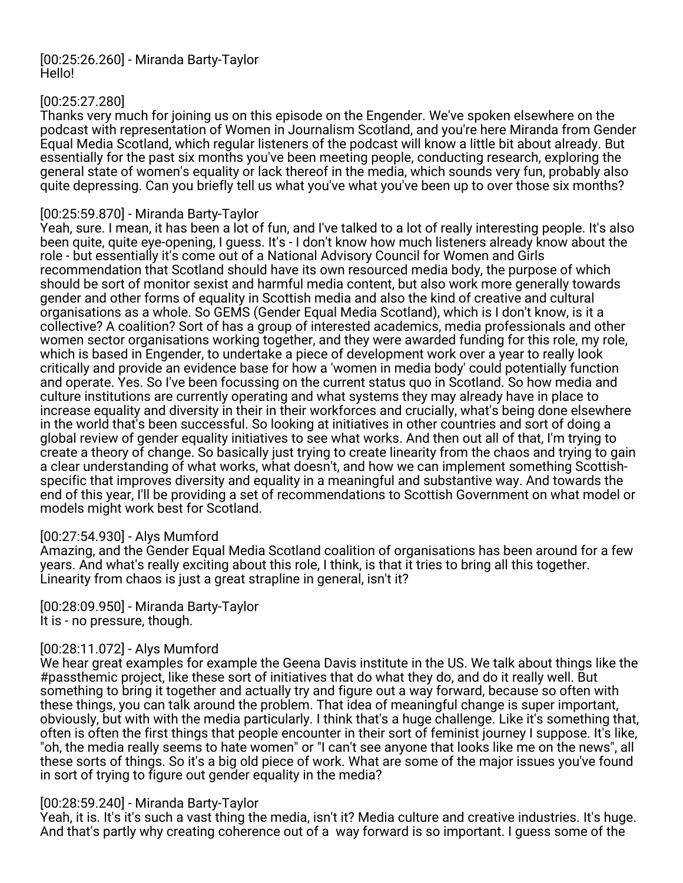[00:25:26.260] - Miranda Barty-Taylor
Hello!

[00:25:27.280]
Thanks very much for joining us on this episode on the Engender. We've spoken elsewhere on the podcast with representation of Women in Journalism Scotland, and you're here Miranda from Gender Equal Media Scotland, which regular listeners of the podcast will know a little bit about already. But essentially for the past six months you've been meeting people, conducting research, exploring the general state of women's equality or lack thereof in the media, which sounds very fun, probably also quite depressing. Can you briefly tell us what you've what you've been up to over those six months?

[00:25:59.870] - Miranda Barty-Taylor
Yeah, sure. I mean, it has been a lot of fun, and I've talked to a lot of really interesting people. It's also been quite, quite eye-opening, I guess. It's - I don't know how much listeners already know about the role - but essentially it's come out of a National Advisory Council for Women and Girls recommendation that Scotland should have its own resourced media body, the purpose of which should be sort of monitor sexist and harmful media content, but also work more generally towards gender and other forms of equality in Scottish media and also the kind of creative and cultural organisations as a whole. So GEMS (Gender Equal Media Scotland), which is I don't know, is it a collective? A coalition? Sort of has a group of interested academics, media professionals and other women sector organisations working together, and they were awarded funding for this role, my role, which is based in Engender, to undertake a piece of development work over a year to really look critically and provide an evidence base for how a 'women in media body' could potentially function and operate. Yes. So I've been focussing on the current status quo in Scotland. So how media and culture institutions are currently operating and what systems they may already have in place to increase equality and diversity in their in their workforces and crucially, what's being done elsewhere in the world that's been successful. So looking at initiatives in other countries and sort of doing a global review of gender equality initiatives to see what works. And then out all of that, I'm trying to create a theory of change. So basically just trying to create linearity from the chaos and trying to gain a clear understanding of what works, what doesn't, and how we can implement something Scottish-specific that improves diversity and equality in a meaningful and substantive way. And towards the end of this year, I'll be providing a set of recommendations to Scottish Government on what model or models might work best for Scotland.

[00:27:54.930] - Alys Mumford
Amazing, and the Gender Equal Media Scotland coalition of organisations has been around for a few years. And what's really exciting about this role, I think, is that it tries to bring all this together. Linearity from chaos is just a great strapline in general, isn't it?

[00:28:09.950] - Miranda Barty-Taylor
It is - no pressure, though.

[00:28:11.072] - Alys Mumford
We hear great examples for example the Geena Davis institute in the US. We talk about things like the #passthemic project, like these sort of initiatives that do what they do, and do it really well. But something to bring it together and actually try and figure out a way forward, because so often with these things, you can talk around the problem. That idea of meaningful change is super important, obviously, but with with the media particularly. I think that's a huge challenge. Like it's something that, often is often the first things that people encounter in their sort of feminist journey I suppose. It's like, "oh, the media really seems to hate women" or "I can't see anyone that looks like me on the news", all these sorts of things. So it's a big old piece of work. What are some of the major issues you've found in sort of trying to figure out gender equality in the media?

[00:28:59.240] - Miranda Barty-Taylor
Yeah, it is. It's it's such a vast thing the media, isn't it? Media culture and creative industries. It's huge. And that's partly why creating coherence out of a way forward is so important. I guess some of the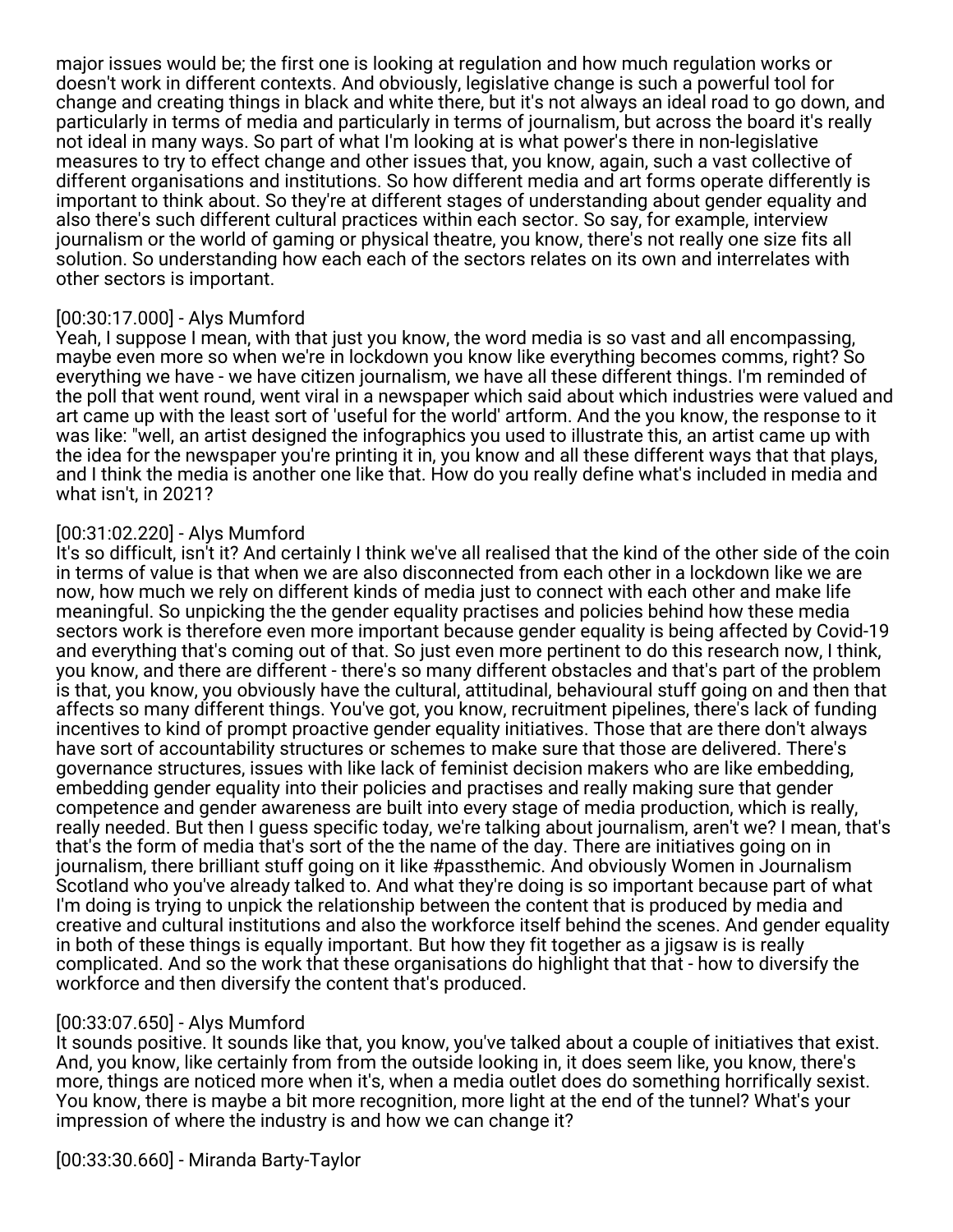major issues would be; the first one is looking at regulation and how much regulation works or doesn't work in different contexts. And obviously, legislative change is such a powerful tool for change and creating things in black and white there, but it's not always an ideal road to go down, and particularly in terms of media and particularly in terms of journalism, but across the board it's really not ideal in many ways. So part of what I'm looking at is what power's there in non-legislative measures to try to effect change and other issues that, you know, again, such a vast collective of different organisations and institutions. So how different media and art forms operate differently is important to think about. So they're at different stages of understanding about gender equality and also there's such different cultural practices within each sector. So say, for example, interview journalism or the world of gaming or physical theatre, you know, there's not really one size fits all solution. So understanding how each each of the sectors relates on its own and interrelates with other sectors is important.

[00:30:17.000] - Alys Mumford
Yeah, I suppose I mean, with that just you know, the word media is so vast and all encompassing, maybe even more so when we're in lockdown you know like everything becomes comms, right? So everything we have - we have citizen journalism, we have all these different things. I'm reminded of the poll that went round, went viral in a newspaper which said about which industries were valued and art came up with the least sort of 'useful for the world' artform. And the you know, the response to it was like: "well, an artist designed the infographics you used to illustrate this, an artist came up with the idea for the newspaper you're printing it in, you know and all these different ways that that plays, and I think the media is another one like that. How do you really define what's included in media and what isn't, in 2021?

[00:31:02.220] - Alys Mumford
It's so difficult, isn't it? And certainly I think we've all realised that the kind of the other side of the coin in terms of value is that when we are also disconnected from each other in a lockdown like we are now, how much we rely on different kinds of media just to connect with each other and make life meaningful. So unpicking the the gender equality practises and policies behind how these media sectors work is therefore even more important because gender equality is being affected by Covid-19 and everything that's coming out of that. So just even more pertinent to do this research now, I think, you know, and there are different - there's so many different obstacles and that's part of the problem is that, you know, you obviously have the cultural, attitudinal, behavioural stuff going on and then that affects so many different things. You've got, you know, recruitment pipelines, there's lack of funding incentives to kind of prompt proactive gender equality initiatives. Those that are there don't always have sort of accountability structures or schemes to make sure that those are delivered. There's governance structures, issues with like lack of feminist decision makers who are like embedding, embedding gender equality into their policies and practises and really making sure that gender competence and gender awareness are built into every stage of media production, which is really, really needed. But then I guess specific today, we're talking about journalism, aren't we? I mean, that's that's the form of media that's sort of the the name of the day. There are initiatives going on in journalism, there brilliant stuff going on it like #passthemic. And obviously Women in Journalism Scotland who you've already talked to. And what they're doing is so important because part of what I'm doing is trying to unpick the relationship between the content that is produced by media and creative and cultural institutions and also the workforce itself behind the scenes. And gender equality in both of these things is equally important. But how they fit together as a jigsaw is is really complicated. And so the work that these organisations do highlight that that - how to diversify the workforce and then diversify the content that's produced.

[00:33:07.650] - Alys Mumford
It sounds positive. It sounds like that, you know, you've talked about a couple of initiatives that exist. And, you know, like certainly from from the outside looking in, it does seem like, you know, there's more, things are noticed more when it's, when a media outlet does do something horrifically sexist. You know, there is maybe a bit more recognition, more light at the end of the tunnel? What's your impression of where the industry is and how we can change it?

[00:33:30.660] - Miranda Barty-Taylor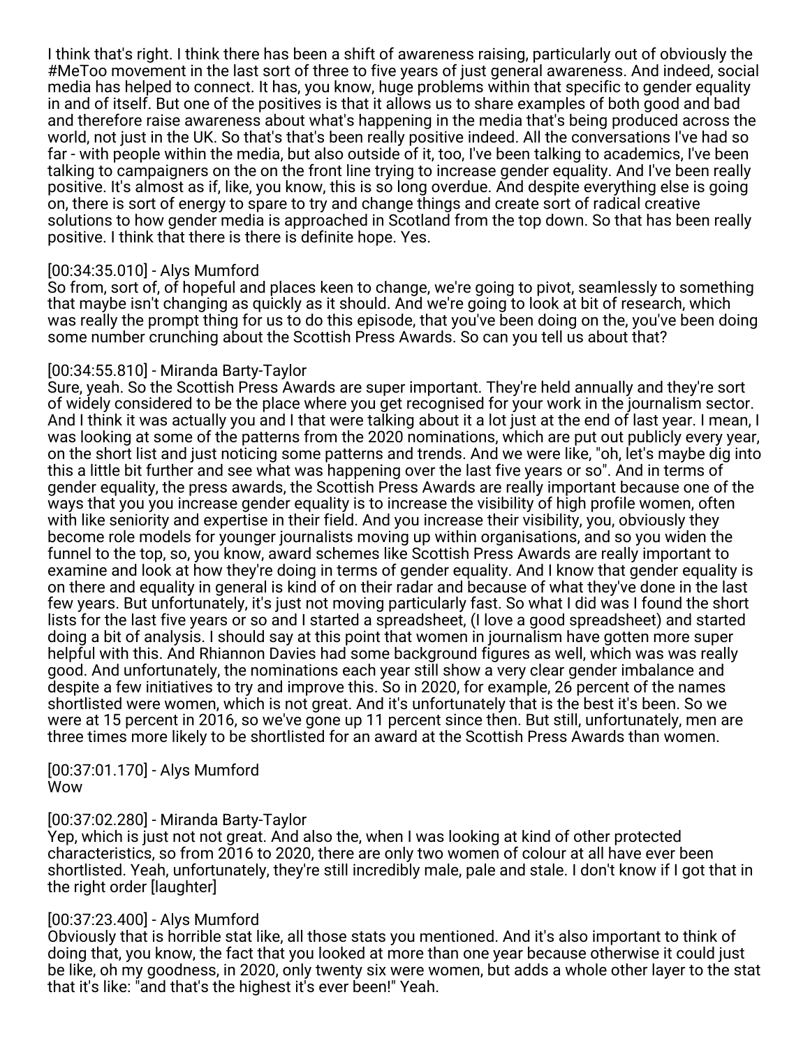I think that's right. I think there has been a shift of awareness raising, particularly out of obviously the #MeToo movement in the last sort of three to five years of just general awareness. And indeed, social media has helped to connect. It has, you know, huge problems within that specific to gender equality in and of itself. But one of the positives is that it allows us to share examples of both good and bad and therefore raise awareness about what's happening in the media that's being produced across the world, not just in the UK. So that's that's been really positive indeed. All the conversations I've had so far - with people within the media, but also outside of it, too, I've been talking to academics, I've been talking to campaigners on the on the front line trying to increase gender equality. And I've been really positive. It's almost as if, like, you know, this is so long overdue. And despite everything else is going on, there is sort of energy to spare to try and change things and create sort of radical creative solutions to how gender media is approached in Scotland from the top down. So that has been really positive. I think that there is there is definite hope. Yes.

[00:34:35.010] - Alys Mumford
So from, sort of, of hopeful and places keen to change, we're going to pivot, seamlessly to something that maybe isn't changing as quickly as it should. And we're going to look at bit of research, which was really the prompt thing for us to do this episode, that you've been doing on the, you've been doing some number crunching about the Scottish Press Awards. So can you tell us about that?

[00:34:55.810] - Miranda Barty-Taylor
Sure, yeah. So the Scottish Press Awards are super important. They're held annually and they're sort of widely considered to be the place where you get recognised for your work in the journalism sector. And I think it was actually you and I that were talking about it a lot just at the end of last year. I mean, I was looking at some of the patterns from the 2020 nominations, which are put out publicly every year, on the short list and just noticing some patterns and trends. And we were like, "oh, let's maybe dig into this a little bit further and see what was happening over the last five years or so". And in terms of gender equality, the press awards, the Scottish Press Awards are really important because one of the ways that you you increase gender equality is to increase the visibility of high profile women, often with like seniority and expertise in their field. And you increase their visibility, you, obviously they become role models for younger journalists moving up within organisations, and so you widen the funnel to the top, so, you know, award schemes like Scottish Press Awards are really important to examine and look at how they're doing in terms of gender equality. And I know that gender equality is on there and equality in general is kind of on their radar and because of what they've done in the last few years. But unfortunately, it's just not moving particularly fast. So what I did was I found the short lists for the last five years or so and I started a spreadsheet, (I love a good spreadsheet) and started doing a bit of analysis. I should say at this point that women in journalism have gotten more super helpful with this. And Rhiannon Davies had some background figures as well, which was was really good. And unfortunately, the nominations each year still show a very clear gender imbalance and despite a few initiatives to try and improve this. So in 2020, for example, 26 percent of the names shortlisted were women, which is not great. And it's unfortunately that is the best it's been. So we were at 15 percent in 2016, so we've gone up 11 percent since then. But still, unfortunately, men are three times more likely to be shortlisted for an award at the Scottish Press Awards than women.

[00:37:01.170] - Alys Mumford
Wow

[00:37:02.280] - Miranda Barty-Taylor
Yep, which is just not not great. And also the, when I was looking at kind of other protected characteristics, so from 2016 to 2020, there are only two women of colour at all have ever been shortlisted. Yeah, unfortunately, they're still incredibly male, pale and stale. I don't know if I got that in the right order [laughter]

[00:37:23.400] - Alys Mumford
Obviously that is horrible stat like, all those stats you mentioned. And it's also important to think of doing that, you know, the fact that you looked at more than one year because otherwise it could just be like, oh my goodness, in 2020, only twenty six were women, but adds a whole other layer to the stat that it's like: "and that's the highest it's ever been!" Yeah.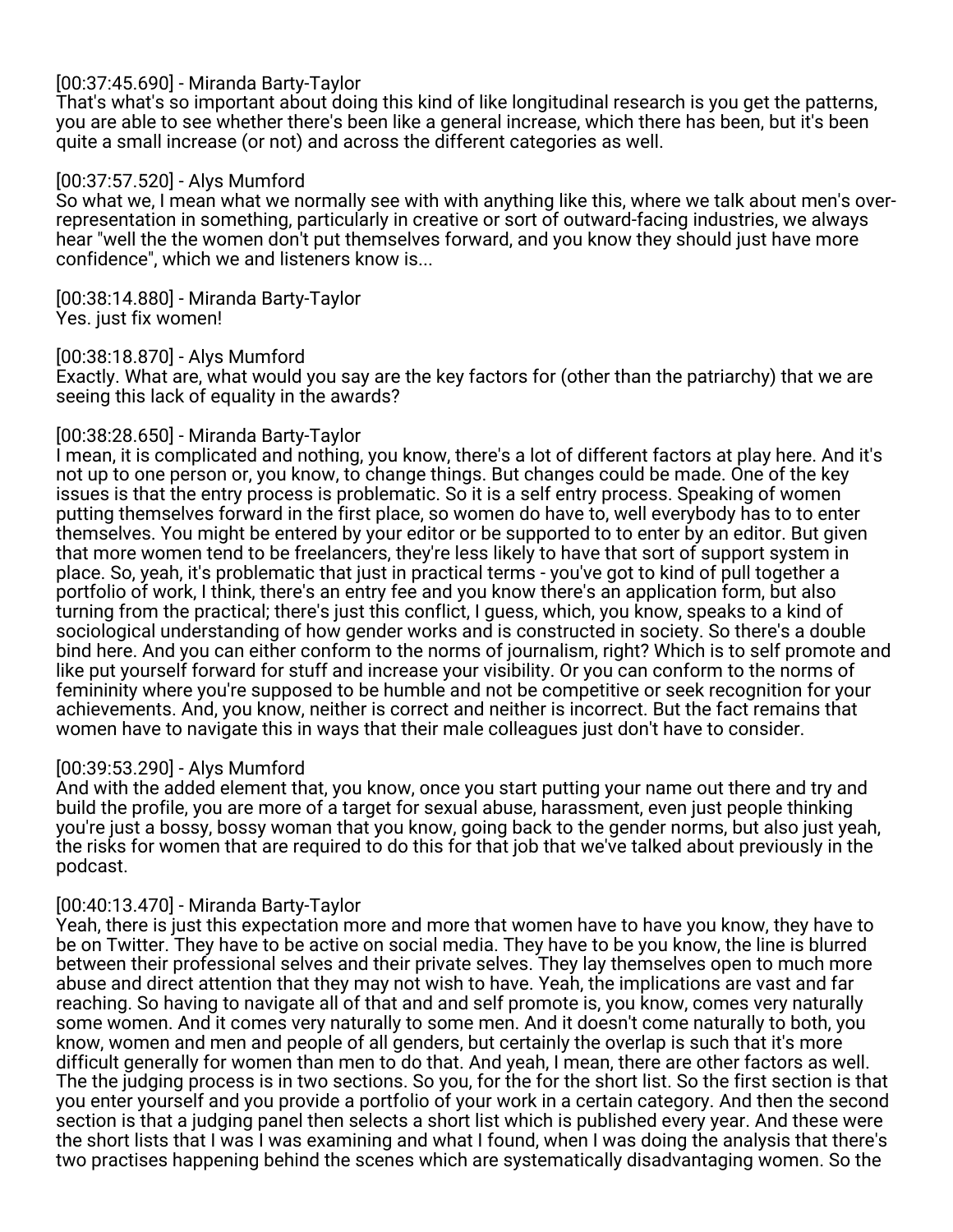[00:37:45.690] - Miranda Barty-Taylor
That's what's so important about doing this kind of like longitudinal research is you get the patterns, you are able to see whether there's been like a general increase, which there has been, but it's been quite a small increase (or not) and across the different categories as well.

[00:37:57.520] - Alys Mumford
So what we, I mean what we normally see with with anything like this, where we talk about men's over-representation in something, particularly in creative or sort of outward-facing industries, we always hear "well the the women don't put themselves forward, and you know they should just have more confidence", which we and listeners know is...

[00:38:14.880] - Miranda Barty-Taylor
Yes. just fix women!

[00:38:18.870] - Alys Mumford
Exactly. What are, what would you say are the key factors for (other than the patriarchy) that we are seeing this lack of equality in the awards?

[00:38:28.650] - Miranda Barty-Taylor
I mean, it is complicated and nothing, you know, there's a lot of different factors at play here. And it's not up to one person or, you know, to change things. But changes could be made. One of the key issues is that the entry process is problematic. So it is a self entry process. Speaking of women putting themselves forward in the first place, so women do have to, well everybody has to to enter themselves. You might be entered by your editor or be supported to to enter by an editor. But given that more women tend to be freelancers, they're less likely to have that sort of support system in place. So, yeah, it's problematic that just in practical terms - you've got to kind of pull together a portfolio of work, I think, there's an entry fee and you know there's an application form, but also turning from the practical; there's just this conflict, I guess, which, you know, speaks to a kind of sociological understanding of how gender works and is constructed in society. So there's a double bind here. And you can either conform to the norms of journalism, right? Which is to self promote and like put yourself forward for stuff and increase your visibility. Or you can conform to the norms of femininity where you're supposed to be humble and not be competitive or seek recognition for your achievements. And, you know, neither is correct and neither is incorrect. But the fact remains that women have to navigate this in ways that their male colleagues just don't have to consider.

[00:39:53.290] - Alys Mumford
And with the added element that, you know, once you start putting your name out there and try and build the profile, you are more of a target for sexual abuse, harassment, even just people thinking you're just a bossy, bossy woman that you know, going back to the gender norms, but also just yeah, the risks for women that are required to do this for that job that we've talked about previously in the podcast.

[00:40:13.470] - Miranda Barty-Taylor
Yeah, there is just this expectation more and more that women have to have you know, they have to be on Twitter. They have to be active on social media. They have to be you know, the line is blurred between their professional selves and their private selves. They lay themselves open to much more abuse and direct attention that they may not wish to have. Yeah, the implications are vast and far reaching. So having to navigate all of that and and self promote is, you know, comes very naturally some women. And it comes very naturally to some men. And it doesn't come naturally to both, you know, women and men and people of all genders, but certainly the overlap is such that it's more difficult generally for women than men to do that. And yeah, I mean, there are other factors as well. The the judging process is in two sections. So you, for the for the short list. So the first section is that you enter yourself and you provide a portfolio of your work in a certain category. And then the second section is that a judging panel then selects a short list which is published every year. And these were the short lists that I was I was examining and what I found, when I was doing the analysis that there's two practises happening behind the scenes which are systematically disadvantaging women. So the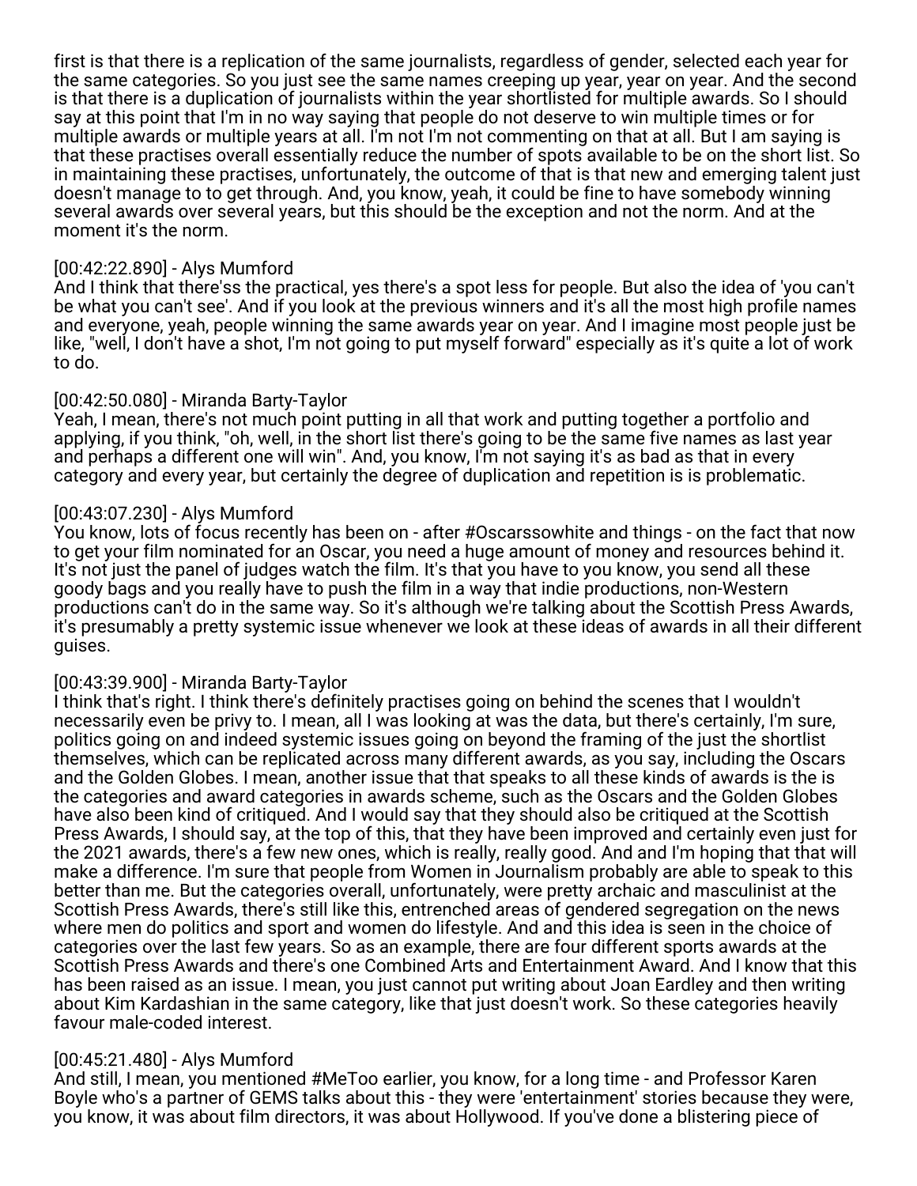first is that there is a replication of the same journalists, regardless of gender, selected each year for the same categories. So you just see the same names creeping up year, year on year. And the second is that there is a duplication of journalists within the year shortlisted for multiple awards. So I should say at this point that I'm in no way saying that people do not deserve to win multiple times or for multiple awards or multiple years at all. I'm not I'm not commenting on that at all. But I am saying is that these practises overall essentially reduce the number of spots available to be on the short list. So in maintaining these practises, unfortunately, the outcome of that is that new and emerging talent just doesn't manage to to get through. And, you know, yeah, it could be fine to have somebody winning several awards over several years, but this should be the exception and not the norm. And at the moment it's the norm.

[00:42:22.890] - Alys Mumford
And I think that there'ss the practical, yes there's a spot less for people. But also the idea of 'you can't be what you can't see'. And if you look at the previous winners and it's all the most high profile names and everyone, yeah, people winning the same awards year on year. And I imagine most people just be like, "well, I don't have a shot, I'm not going to put myself forward" especially as it's quite a lot of work to do.

[00:42:50.080] - Miranda Barty-Taylor
Yeah, I mean, there's not much point putting in all that work and putting together a portfolio and applying, if you think, "oh, well, in the short list there's going to be the same five names as last year and perhaps a different one will win". And, you know, I'm not saying it's as bad as that in every category and every year, but certainly the degree of duplication and repetition is is problematic.

[00:43:07.230] - Alys Mumford
You know, lots of focus recently has been on - after #Oscarssowhite and things - on the fact that now to get your film nominated for an Oscar, you need a huge amount of money and resources behind it. It's not just the panel of judges watch the film. It's that you have to you know, you send all these goody bags and you really have to push the film in a way that indie productions, non-Western productions can't do in the same way. So it's although we're talking about the Scottish Press Awards, it's presumably a pretty systemic issue whenever we look at these ideas of awards in all their different guises.

[00:43:39.900] - Miranda Barty-Taylor
I think that's right. I think there's definitely practises going on behind the scenes that I wouldn't necessarily even be privy to. I mean, all I was looking at was the data, but there's certainly, I'm sure, politics going on and indeed systemic issues going on beyond the framing of the just the shortlist themselves, which can be replicated across many different awards, as you say, including the Oscars and the Golden Globes. I mean, another issue that that speaks to all these kinds of awards is the is the categories and award categories in awards scheme, such as the Oscars and the Golden Globes have also been kind of critiqued. And I would say that they should also be critiqued at the Scottish Press Awards, I should say, at the top of this, that they have been improved and certainly even just for the 2021 awards, there's a few new ones, which is really, really good. And and I'm hoping that that will make a difference. I'm sure that people from Women in Journalism probably are able to speak to this better than me. But the categories overall, unfortunately, were pretty archaic and masculinist at the Scottish Press Awards, there's still like this, entrenched areas of gendered segregation on the news where men do politics and sport and women do lifestyle. And and this idea is seen in the choice of categories over the last few years. So as an example, there are four different sports awards at the Scottish Press Awards and there's one Combined Arts and Entertainment Award. And I know that this has been raised as an issue. I mean, you just cannot put writing about Joan Eardley and then writing about Kim Kardashian in the same category, like that just doesn't work. So these categories heavily favour male-coded interest.

[00:45:21.480] - Alys Mumford
And still, I mean, you mentioned #MeToo earlier, you know, for a long time - and Professor Karen Boyle who's a partner of GEMS talks about this - they were 'entertainment' stories because they were, you know, it was about film directors, it was about Hollywood. If you've done a blistering piece of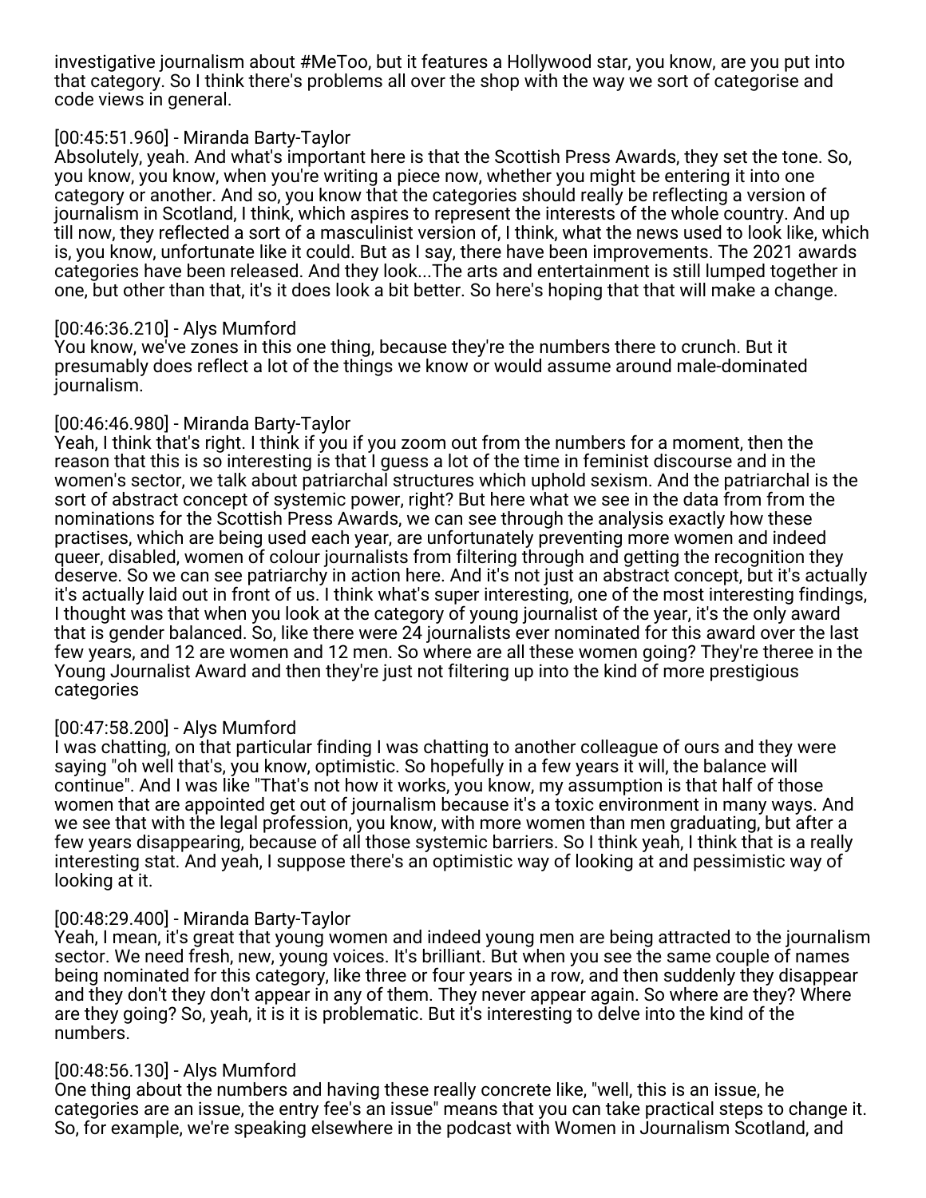investigative journalism about #MeToo, but it features a Hollywood star, you know, are you put into that category. So I think there's problems all over the shop with the way we sort of categorise and code views in general.

[00:45:51.960] - Miranda Barty-Taylor
Absolutely, yeah. And what's important here is that the Scottish Press Awards, they set the tone. So, you know, you know, when you're writing a piece now, whether you might be entering it into one category or another. And so, you know that the categories should really be reflecting a version of journalism in Scotland, I think, which aspires to represent the interests of the whole country. And up till now, they reflected a sort of a masculinist version of, I think, what the news used to look like, which is, you know, unfortunate like it could. But as I say, there have been improvements. The 2021 awards categories have been released. And they look...The arts and entertainment is still lumped together in one, but other than that, it's it does look a bit better. So here's hoping that that will make a change.

[00:46:36.210] - Alys Mumford
You know, we've zones in this one thing, because they're the numbers there to crunch. But it presumably does reflect a lot of the things we know or would assume around male-dominated journalism.

[00:46:46.980] - Miranda Barty-Taylor
Yeah, I think that's right. I think if you if you zoom out from the numbers for a moment, then the reason that this is so interesting is that I guess a lot of the time in feminist discourse and in the women's sector, we talk about patriarchal structures which uphold sexism. And the patriarchal is the sort of abstract concept of systemic power, right? But here what we see in the data from from the nominations for the Scottish Press Awards, we can see through the analysis exactly how these practises, which are being used each year, are unfortunately preventing more women and indeed queer, disabled, women of colour journalists from filtering through and getting the recognition they deserve. So we can see patriarchy in action here. And it's not just an abstract concept, but it's actually it's actually laid out in front of us. I think what's super interesting, one of the most interesting findings, I thought was that when you look at the category of young journalist of the year, it's the only award that is gender balanced. So, like there were 24 journalists ever nominated for this award over the last few years, and 12 are women and 12 men. So where are all these women going? They're theree in the Young Journalist Award and then they're just not filtering up into the kind of more prestigious categories

[00:47:58.200] - Alys Mumford
I was chatting, on that particular finding I was chatting to another colleague of ours and they were saying "oh well that's, you know, optimistic. So hopefully in a few years it will, the balance will continue". And I was like "That's not how it works, you know, my assumption is that half of those women that are appointed get out of journalism because it's a toxic environment in many ways. And we see that with the legal profession, you know, with more women than men graduating, but after a few years disappearing, because of all those systemic barriers. So I think yeah, I think that is a really interesting stat. And yeah, I suppose there's an optimistic way of looking at and pessimistic way of looking at it.

[00:48:29.400] - Miranda Barty-Taylor
Yeah, I mean, it's great that young women and indeed young men are being attracted to the journalism sector. We need fresh, new, young voices. It's brilliant. But when you see the same couple of names being nominated for this category, like three or four years in a row, and then suddenly they disappear and they don't they don't appear in any of them. They never appear again. So where are they? Where are they going? So, yeah, it is it is problematic. But it's interesting to delve into the kind of the numbers.

[00:48:56.130] - Alys Mumford
One thing about the numbers and having these really concrete like, "well, this is an issue, he categories are an issue, the entry fee's an issue" means that you can take practical steps to change it. So, for example, we're speaking elsewhere in the podcast with Women in Journalism Scotland, and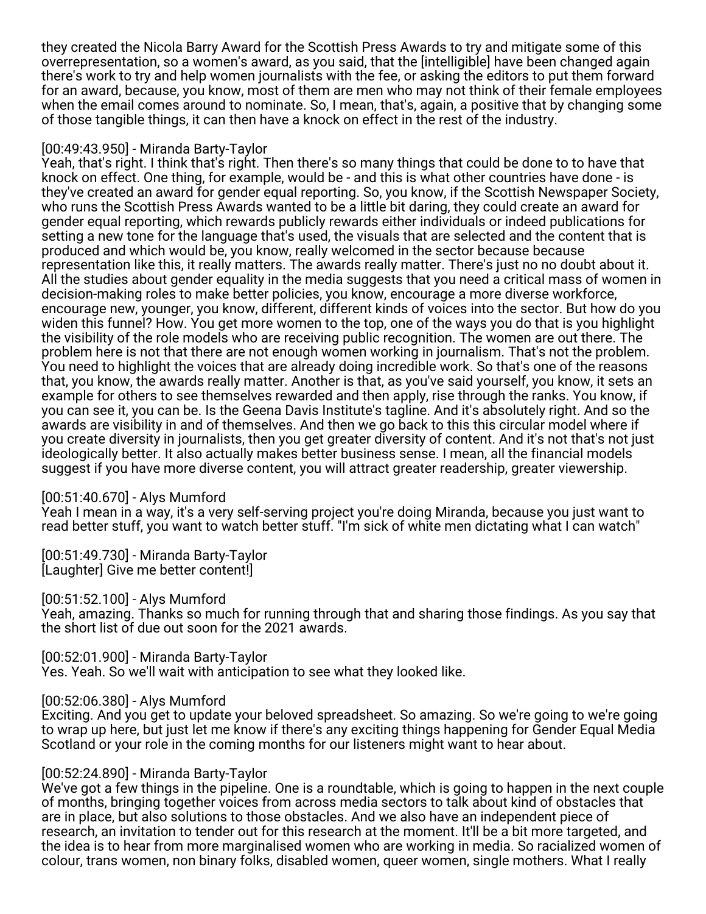they created the Nicola Barry Award for the Scottish Press Awards to try and mitigate some of this overrepresentation, so a women's award, as you said, that the [intelligible] have been changed again there's work to try and help women journalists with the fee, or asking the editors to put them forward for an award, because, you know, most of them are men who may not think of their female employees when the email comes around to nominate. So, I mean, that's, again, a positive that by changing some of those tangible things, it can then have a knock on effect in the rest of the industry.

[00:49:43.950] - Miranda Barty-Taylor
Yeah, that's right. I think that's right. Then there's so many things that could be done to to have that knock on effect. One thing, for example, would be - and this is what other countries have done - is they've created an award for gender equal reporting. So, you know, if the Scottish Newspaper Society, who runs the Scottish Press Awards wanted to be a little bit daring, they could create an award for gender equal reporting, which rewards publicly rewards either individuals or indeed publications for setting a new tone for the language that's used, the visuals that are selected and the content that is produced and which would be, you know, really welcomed in the sector because because representation like this, it really matters. The awards really matter. There's just no no doubt about it. All the studies about gender equality in the media suggests that you need a critical mass of women in decision-making roles to make better policies, you know, encourage a more diverse workforce, encourage new, younger, you know, different, different kinds of voices into the sector. But how do you widen this funnel? How. You get more women to the top, one of the ways you do that is you highlight the visibility of the role models who are receiving public recognition. The women are out there. The problem here is not that there are not enough women working in journalism. That's not the problem. You need to highlight the voices that are already doing incredible work. So that's one of the reasons that, you know, the awards really matter. Another is that, as you've said yourself, you know, it sets an example for others to see themselves rewarded and then apply, rise through the ranks. You know, if you can see it, you can be. Is the Geena Davis Institute's tagline. And it's absolutely right. And so the awards are visibility in and of themselves. And then we go back to this this circular model where if you create diversity in journalists, then you get greater diversity of content. And it's not that's not just ideologically better. It also actually makes better business sense. I mean, all the financial models suggest if you have more diverse content, you will attract greater readership, greater viewership.

[00:51:40.670] - Alys Mumford
Yeah I mean in a way, it's a very self-serving project you're doing Miranda, because you just want to read better stuff, you want to watch better stuff. "I'm sick of white men dictating what I can watch"

[00:51:49.730] - Miranda Barty-Taylor
[Laughter] Give me better content!]

[00:51:52.100] - Alys Mumford
Yeah, amazing. Thanks so much for running through that and sharing those findings. As you say that the short list of due out soon for the 2021 awards.

[00:52:01.900] - Miranda Barty-Taylor
Yes. Yeah. So we'll wait with anticipation to see what they looked like.

[00:52:06.380] - Alys Mumford
Exciting. And you get to update your beloved spreadsheet. So amazing. So we're going to we're going to wrap up here, but just let me know if there's any exciting things happening for Gender Equal Media Scotland or your role in the coming months for our listeners might want to hear about.

[00:52:24.890] - Miranda Barty-Taylor
We've got a few things in the pipeline. One is a roundtable, which is going to happen in the next couple of months, bringing together voices from across media sectors to talk about kind of obstacles that are in place, but also solutions to those obstacles. And we also have an independent piece of research, an invitation to tender out for this research at the moment. It'll be a bit more targeted, and the idea is to hear from more marginalised women who are working in media. So racialized women of colour, trans women, non binary folks, disabled women, queer women, single mothers. What I really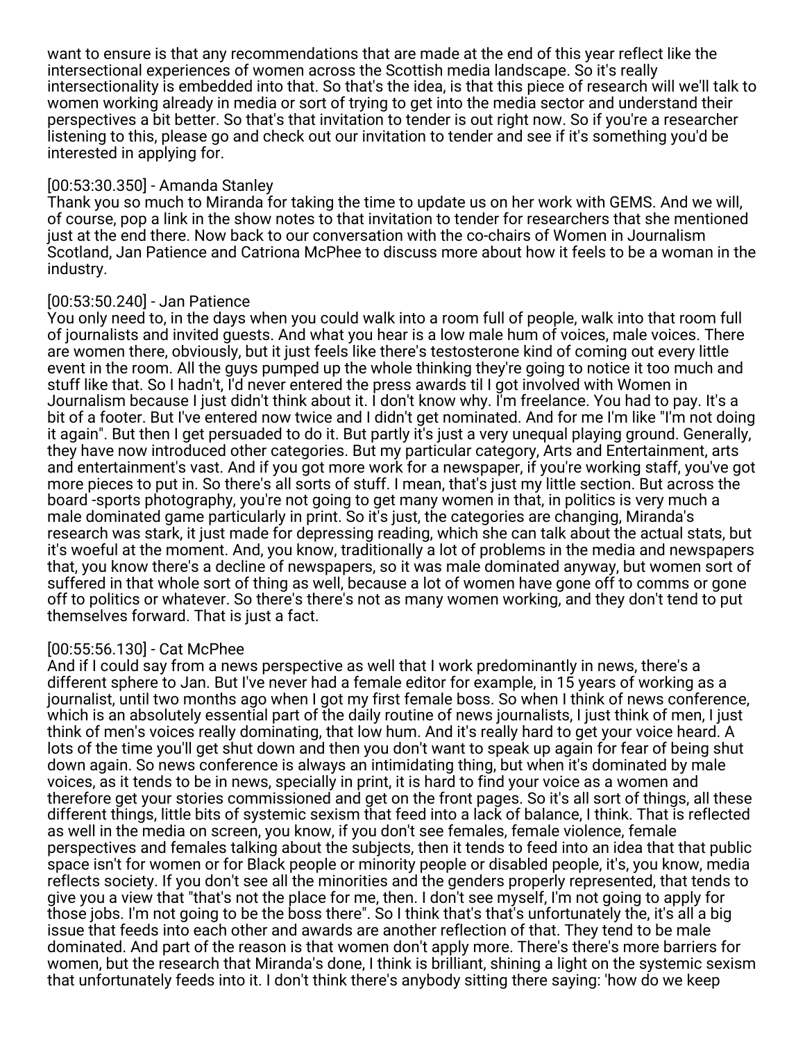want to ensure is that any recommendations that are made at the end of this year reflect like the intersectional experiences of women across the Scottish media landscape. So it's really intersectionality is embedded into that. So that's the idea, is that this piece of research will we'll talk to women working already in media or sort of trying to get into the media sector and understand their perspectives a bit better. So that's that invitation to tender is out right now. So if you're a researcher listening to this, please go and check out our invitation to tender and see if it's something you'd be interested in applying for.

[00:53:30.350] - Amanda Stanley
Thank you so much to Miranda for taking the time to update us on her work with GEMS. And we will, of course, pop a link in the show notes to that invitation to tender for researchers that she mentioned just at the end there. Now back to our conversation with the co-chairs of Women in Journalism Scotland, Jan Patience and Catriona McPhee to discuss more about how it feels to be a woman in the industry.

[00:53:50.240] - Jan Patience
You only need to, in the days when you could walk into a room full of people, walk into that room full of journalists and invited guests. And what you hear is a low male hum of voices, male voices. There are women there, obviously, but it just feels like there's testosterone kind of coming out every little event in the room. All the guys pumped up the whole thinking they're going to notice it too much and stuff like that. So I hadn't, I'd never entered the press awards til I got involved with Women in Journalism because I just didn't think about it. I don't know why. I'm freelance. You had to pay. It's a bit of a footer. But I've entered now twice and I didn't get nominated. And for me I'm like "I'm not doing it again". But then I get persuaded to do it. But partly it's just a very unequal playing ground. Generally, they have now introduced other categories. But my particular category, Arts and Entertainment, arts and entertainment's vast. And if you got more work for a newspaper, if you're working staff, you've got more pieces to put in. So there's all sorts of stuff. I mean, that's just my little section. But across the board -sports photography, you're not going to get many women in that, in politics is very much a male dominated game particularly in print. So it's just, the categories are changing, Miranda's research was stark, it just made for depressing reading, which she can talk about the actual stats, but it's woeful at the moment. And, you know, traditionally a lot of problems in the media and newspapers that, you know there's a decline of newspapers, so it was male dominated anyway, but women sort of suffered in that whole sort of thing as well, because a lot of women have gone off to comms or gone off to politics or whatever. So there's there's not as many women working, and they don't tend to put themselves forward. That is just a fact.

[00:55:56.130] - Cat McPhee
And if I could say from a news perspective as well that I work predominantly in news, there's a different sphere to Jan. But I've never had a female editor for example, in 15 years of working as a journalist, until two months ago when I got my first female boss. So when I think of news conference, which is an absolutely essential part of the daily routine of news journalists, I just think of men, I just think of men's voices really dominating, that low hum. And it's really hard to get your voice heard. A lots of the time you'll get shut down and then you don't want to speak up again for fear of being shut down again. So news conference is always an intimidating thing, but when it's dominated by male voices, as it tends to be in news, specially in print, it is hard to find your voice as a women and therefore get your stories commissioned and get on the front pages. So it's all sort of things, all these different things, little bits of systemic sexism that feed into a lack of balance, I think. That is reflected as well in the media on screen, you know, if you don't see females, female violence, female perspectives and females talking about the subjects, then it tends to feed into an idea that that public space isn't for women or for Black people or minority people or disabled people, it's, you know, media reflects society. If you don't see all the minorities and the genders properly represented, that tends to give you a view that "that's not the place for me, then. I don't see myself, I'm not going to apply for those jobs. I'm not going to be the boss there". So I think that's that's unfortunately the, it's all a big issue that feeds into each other and awards are another reflection of that. They tend to be male dominated. And part of the reason is that women don't apply more. There's there's more barriers for women, but the research that Miranda's done, I think is brilliant, shining a light on the systemic sexism that unfortunately feeds into it. I don't think there's anybody sitting there saying: 'how do we keep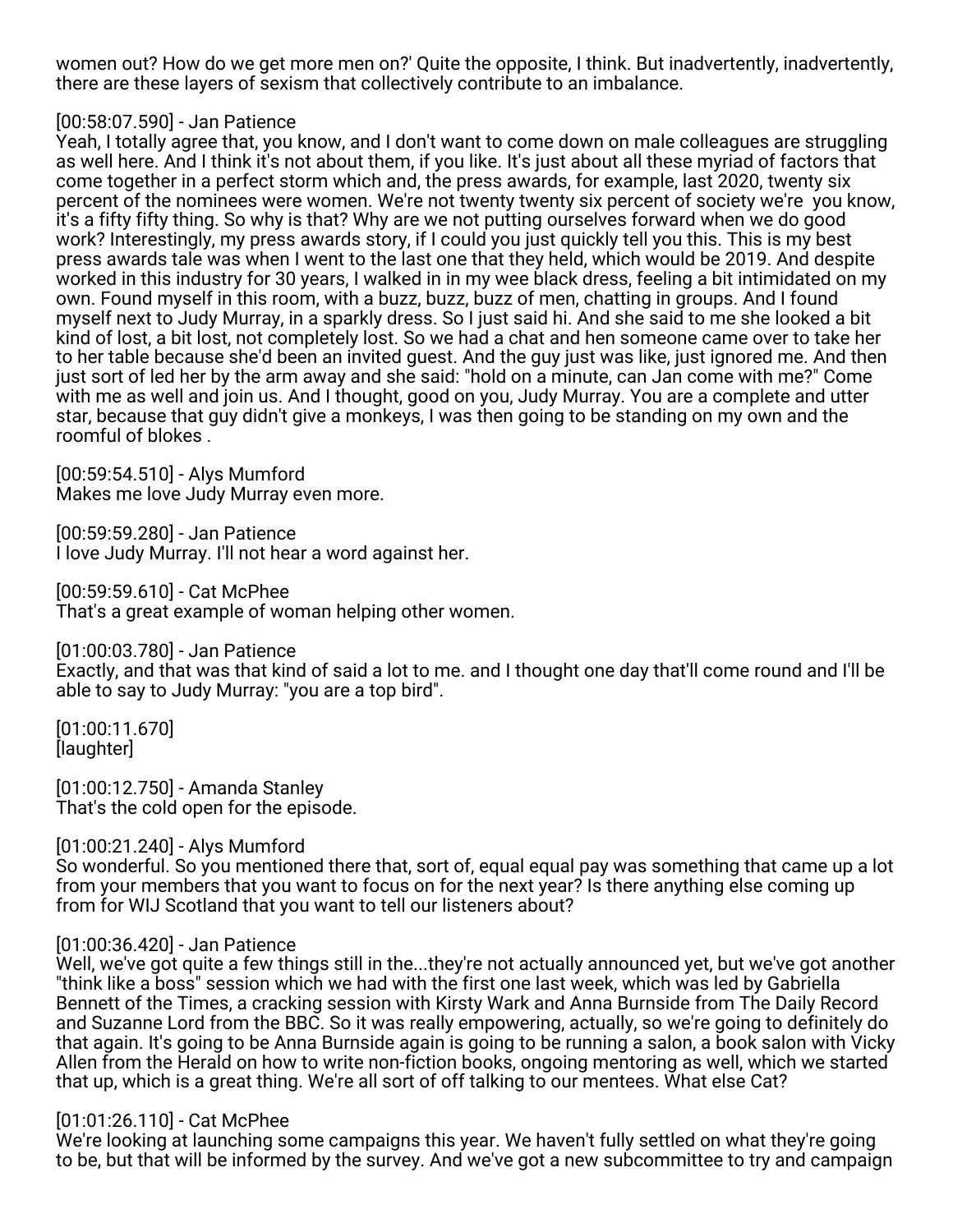women out? How do we get more men on?' Quite the opposite, I think. But inadvertently, inadvertently, there are these layers of sexism that collectively contribute to an imbalance.

[00:58:07.590] - Jan Patience
Yeah, I totally agree that, you know, and I don't want to come down on male colleagues are struggling as well here. And I think it's not about them, if you like. It's just about all these myriad of factors that come together in a perfect storm which and, the press awards, for example, last 2020, twenty six percent of the nominees were women. We're not twenty twenty six percent of society we're you know, it's a fifty fifty thing. So why is that? Why are we not putting ourselves forward when we do good work? Interestingly, my press awards story, if I could you just quickly tell you this. This is my best press awards tale was when I went to the last one that they held, which would be 2019. And despite worked in this industry for 30 years, I walked in in my wee black dress, feeling a bit intimidated on my own. Found myself in this room, with a buzz, buzz, buzz of men, chatting in groups. And I found myself next to Judy Murray, in a sparkly dress. So I just said hi. And she said to me she looked a bit kind of lost, a bit lost, not completely lost. So we had a chat and hen someone came over to take her to her table because she'd been an invited guest. And the guy just was like, just ignored me. And then just sort of led her by the arm away and she said: "hold on a minute, can Jan come with me?" Come with me as well and join us. And I thought, good on you, Judy Murray. You are a complete and utter star, because that guy didn't give a monkeys, I was then going to be standing on my own and the roomful of blokes .

[00:59:54.510] - Alys Mumford
Makes me love Judy Murray even more.

[00:59:59.280] - Jan Patience
I love Judy Murray. I'll not hear a word against her.

[00:59:59.610] - Cat McPhee
That's a great example of woman helping other women.

[01:00:03.780] - Jan Patience
Exactly, and that was that kind of said a lot to me. and I thought one day that'll come round and I'll be able to say to Judy Murray: "you are a top bird".

[01:00:11.670]
[laughter]

[01:00:12.750] - Amanda Stanley
That's the cold open for the episode.

[01:00:21.240] - Alys Mumford
So wonderful. So you mentioned there that, sort of, equal equal pay was something that came up a lot from your members that you want to focus on for the next year? Is there anything else coming up from for WIJ Scotland that you want to tell our listeners about?

[01:00:36.420] - Jan Patience
Well, we've got quite a few things still in the...they're not actually announced yet, but we've got another "think like a boss" session which we had with the first one last week, which was led by Gabriella Bennett of the Times, a cracking session with Kirsty Wark and Anna Burnside from The Daily Record and Suzanne Lord from the BBC. So it was really empowering, actually, so we're going to definitely do that again. It's going to be Anna Burnside again is going to be running a salon, a book salon with Vicky Allen from the Herald on how to write non-fiction books, ongoing mentoring as well, which we started that up, which is a great thing. We're all sort of off talking to our mentees. What else Cat?

[01:01:26.110] - Cat McPhee
We're looking at launching some campaigns this year. We haven't fully settled on what they're going to be, but that will be informed by the survey. And we've got a new subcommittee to try and campaign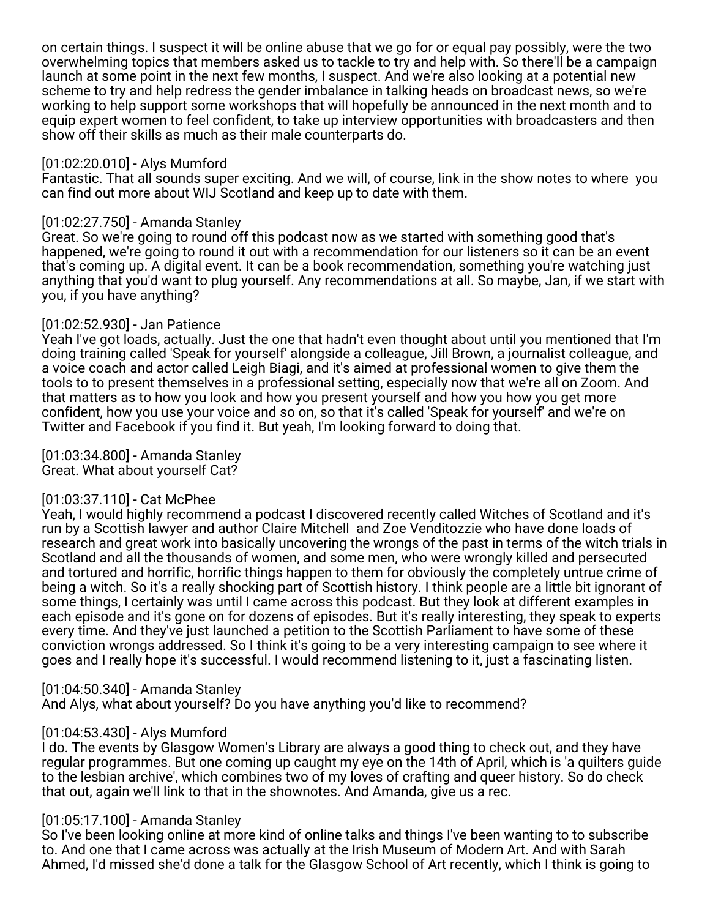on certain things. I suspect it will be online abuse that we go for or equal pay possibly, were the two overwhelming topics that members asked us to tackle to try and help with. So there'll be a campaign launch at some point in the next few months, I suspect. And we're also looking at a potential new scheme to try and help redress the gender imbalance in talking heads on broadcast news, so we're working to help support some workshops that will hopefully be announced in the next month and to equip expert women to feel confident, to take up interview opportunities with broadcasters and then show off their skills as much as their male counterparts do.

[01:02:20.010] - Alys Mumford
Fantastic. That all sounds super exciting. And we will, of course, link in the show notes to where you can find out more about WIJ Scotland and keep up to date with them.

[01:02:27.750] - Amanda Stanley
Great. So we're going to round off this podcast now as we started with something good that's happened, we're going to round it out with a recommendation for our listeners so it can be an event that's coming up. A digital event. It can be a book recommendation, something you're watching just anything that you'd want to plug yourself. Any recommendations at all. So maybe, Jan, if we start with you, if you have anything?

[01:02:52.930] - Jan Patience
Yeah I've got loads, actually. Just the one that hadn't even thought about until you mentioned that I'm doing training called 'Speak for yourself' alongside a colleague, Jill Brown, a journalist colleague, and a voice coach and actor called Leigh Biagi, and it's aimed at professional women to give them the tools to to present themselves in a professional setting, especially now that we're all on Zoom. And that matters as to how you look and how you present yourself and how you how you get more confident, how you use your voice and so on, so that it's called 'Speak for yourself' and we're on Twitter and Facebook if you find it. But yeah, I'm looking forward to doing that.

[01:03:34.800] - Amanda Stanley
Great. What about yourself Cat?

[01:03:37.110] - Cat McPhee
Yeah, I would highly recommend a podcast I discovered recently called Witches of Scotland and it's run by a Scottish lawyer and author Claire Mitchell and Zoe Venditozzie who have done loads of research and great work into basically uncovering the wrongs of the past in terms of the witch trials in Scotland and all the thousands of women, and some men, who were wrongly killed and persecuted and tortured and horrific, horrific things happen to them for obviously the completely untrue crime of being a witch. So it's a really shocking part of Scottish history. I think people are a little bit ignorant of some things, I certainly was until I came across this podcast. But they look at different examples in each episode and it's gone on for dozens of episodes. But it's really interesting, they speak to experts every time. And they've just launched a petition to the Scottish Parliament to have some of these conviction wrongs addressed. So I think it's going to be a very interesting campaign to see where it goes and I really hope it's successful. I would recommend listening to it, just a fascinating listen.

[01:04:50.340] - Amanda Stanley
And Alys, what about yourself? Do you have anything you'd like to recommend?

[01:04:53.430] - Alys Mumford
I do. The events by Glasgow Women's Library are always a good thing to check out, and they have regular programmes. But one coming up caught my eye on the 14th of April, which is 'a quilters guide to the lesbian archive', which combines two of my loves of crafting and queer history. So do check that out, again we'll link to that in the shownotes. And Amanda, give us a rec.

[01:05:17.100] - Amanda Stanley
So I've been looking online at more kind of online talks and things I've been wanting to to subscribe to. And one that I came across was actually at the Irish Museum of Modern Art. And with Sarah Ahmed, I'd missed she'd done a talk for the Glasgow School of Art recently, which I think is going to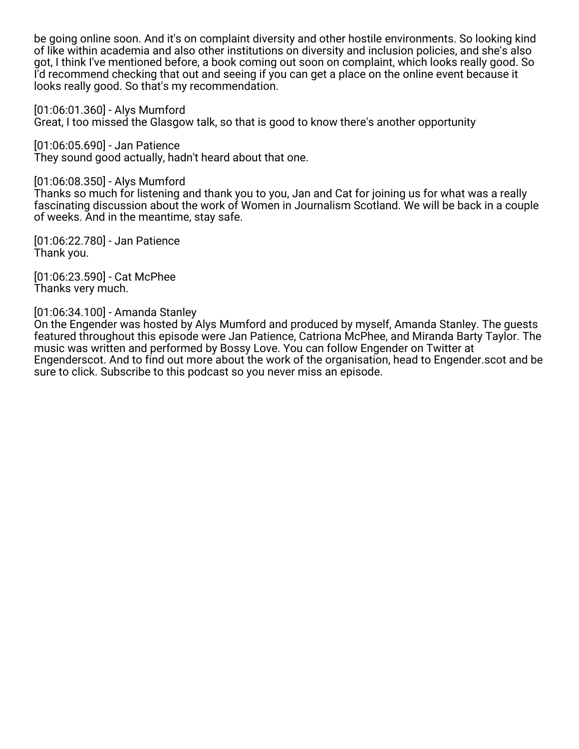be going online soon. And it's on complaint diversity and other hostile environments. So looking kind of like within academia and also other institutions on diversity and inclusion policies, and she's also got, I think I've mentioned before, a book coming out soon on complaint, which looks really good. So I'd recommend checking that out and seeing if you can get a place on the online event because it looks really good. So that's my recommendation.

[01:06:01.360] - Alys Mumford
Great, I too missed the Glasgow talk, so that is good to know there's another opportunity

[01:06:05.690] - Jan Patience
They sound good actually, hadn't heard about that one.

[01:06:08.350] - Alys Mumford
Thanks so much for listening and thank you to you, Jan and Cat for joining us for what was a really fascinating discussion about the work of Women in Journalism Scotland. We will be back in a couple of weeks. And in the meantime, stay safe.

[01:06:22.780] - Jan Patience
Thank you.

[01:06:23.590] - Cat McPhee
Thanks very much.

[01:06:34.100] - Amanda Stanley
On the Engender was hosted by Alys Mumford and produced by myself, Amanda Stanley. The guests featured throughout this episode were Jan Patience, Catriona McPhee, and Miranda Barty Taylor. The music was written and performed by Bossy Love. You can follow Engender on Twitter at Engenderscot. And to find out more about the work of the organisation, head to Engender.scot and be sure to click. Subscribe to this podcast so you never miss an episode.